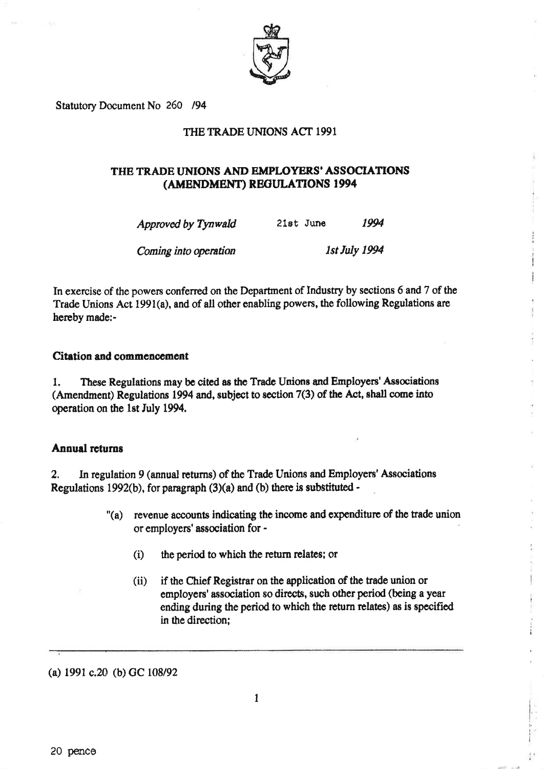Statutory Document No 260 /94

THE TRADE UNIONS ACT 1991

## THE TRADE UNIONS AND EMPLOYERS' ASSOCIATIONS (AMENDMENT) REGULATIONS 1994

*Approved by Tynwald* 21st June *1994*

*Coming into operation* *1st July 1994*

In exercise of the powers conferred on the Department of Industry by sections 6 and 7 of the Trade Unions Act 1991(a), and of all other enabling powers, the following Regulations are hereby made:-

### Citation and commencement

1. These Regulations may be cited as the Trade Unions and Employers' Associations (Amendment) Regulations 1994 and, subject to section 7(3) of the Act, shall come into operation on the 1st July 1994.

### Annual returns

2. In regulation 9 (annual returns) of the Trade Unions and Employers' Associations Regulations 1992(b), for paragraph (3)(a) and (b) there is substituted -

> "(a) revenue accounts indicating the income and expenditure of the trade union or employers' association for -
>
> (i) the period to which the return relates; or
>
> (ii) if the Chief Registrar on the application of the trade union or employers' association so directs, such other period (being a year ending during the period to which the return relates) as is specified in the direction;

---

(a) 1991 c.20 (b) GC 108/92

20 pence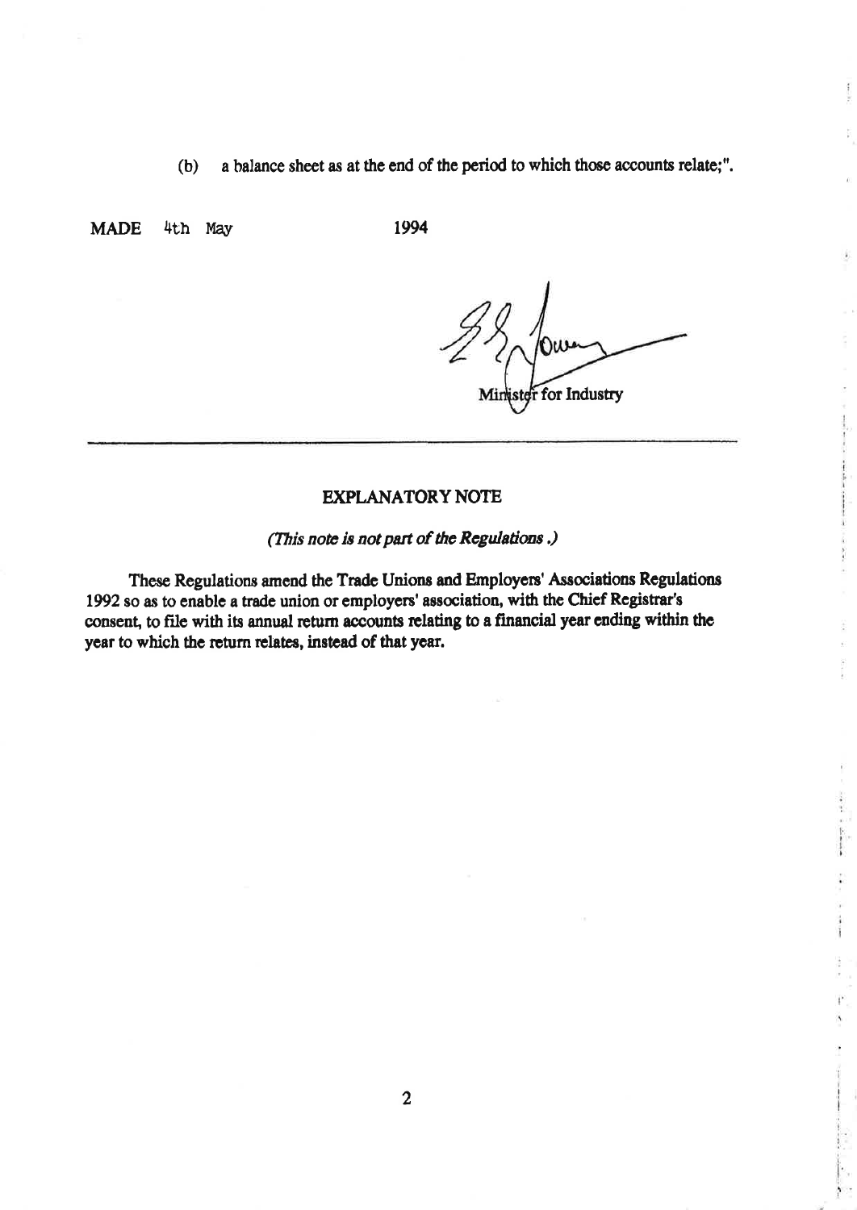(b) a balance sheet as at the end of the period to which those accounts relate;".

MADE 4th May 1994

Minister for Industry

---

## EXPLANATORY NOTE

*(This note is not part of the Regulations.)*

These Regulations amend the Trade Unions and Employers' Associations Regulations 1992 so as to enable a trade union or employers' association, with the Chief Registrar's consent, to file with its annual return accounts relating to a financial year ending within the year to which the return relates, instead of that year.